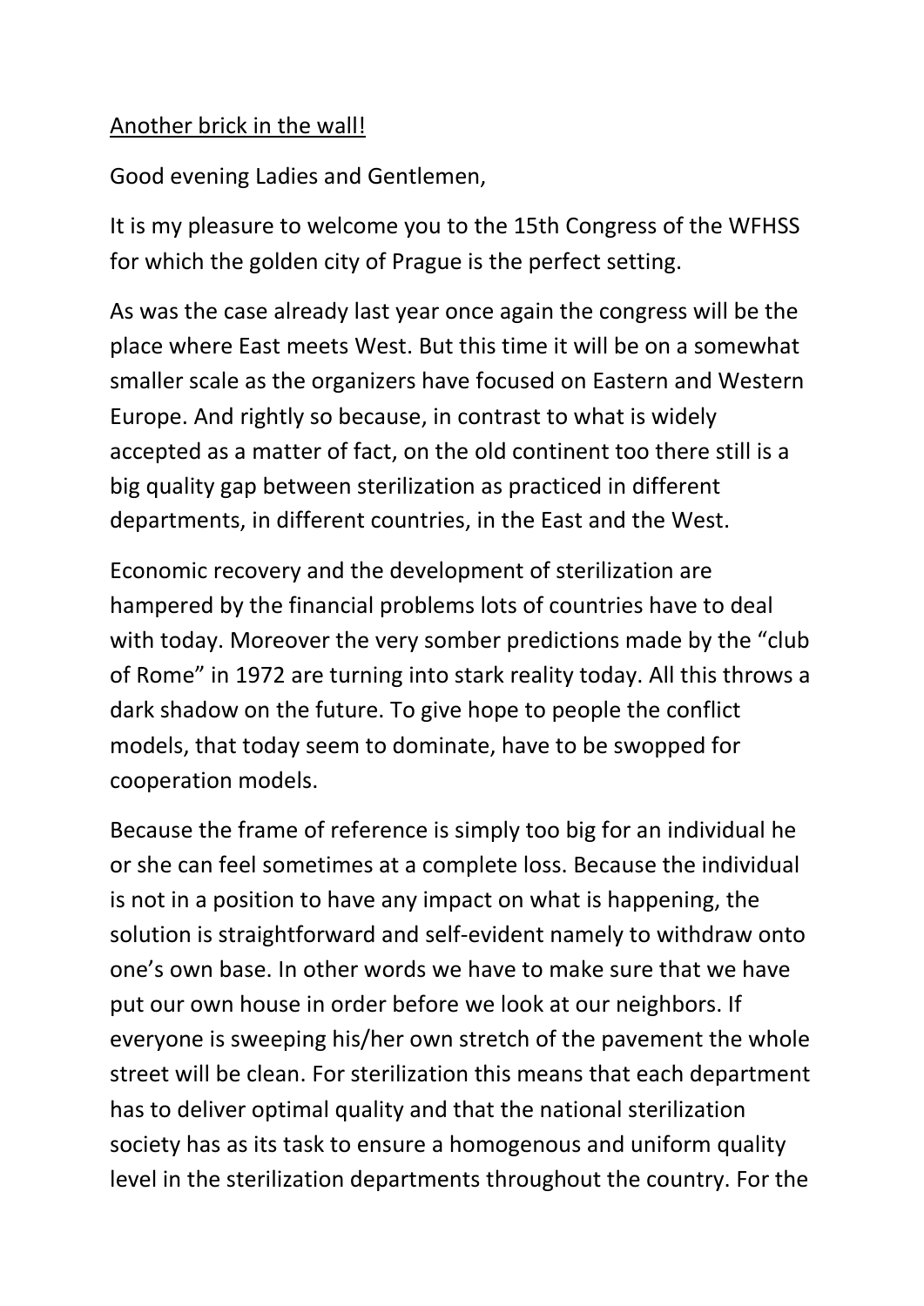<u>Another brick in the wall!</u>

Good evening Ladies and Gentlemen,

It is my pleasure to welcome you to the 15th Congress of the WFHSS for which the golden city of Prague is the perfect setting.

As was the case already last year once again the congress will be the place where East meets West. But this time it will be on a somewhat smaller scale as the organizers have focused on Eastern and Western Europe. And rightly so because, in contrast to what is widely accepted as a matter of fact, on the old continent too there still is a big quality gap between sterilization as practiced in different departments, in different countries, in the East and the West.

Economic recovery and the development of sterilization are hampered by the financial problems lots of countries have to deal with today. Moreover the very somber predictions made by the "club of Rome" in 1972 are turning into stark reality today. All this throws a dark shadow on the future. To give hope to people the conflict models, that today seem to dominate, have to be swopped for cooperation models.

Because the frame of reference is simply too big for an individual he or she can feel sometimes at a complete loss. Because the individual is not in a position to have any impact on what is happening, the solution is straightforward and self-evident namely to withdraw onto one's own base. In other words we have to make sure that we have put our own house in order before we look at our neighbors. If everyone is sweeping his/her own stretch of the pavement the whole street will be clean. For sterilization this means that each department has to deliver optimal quality and that the national sterilization society has as its task to ensure a homogenous and uniform quality level in the sterilization departments throughout the country. For the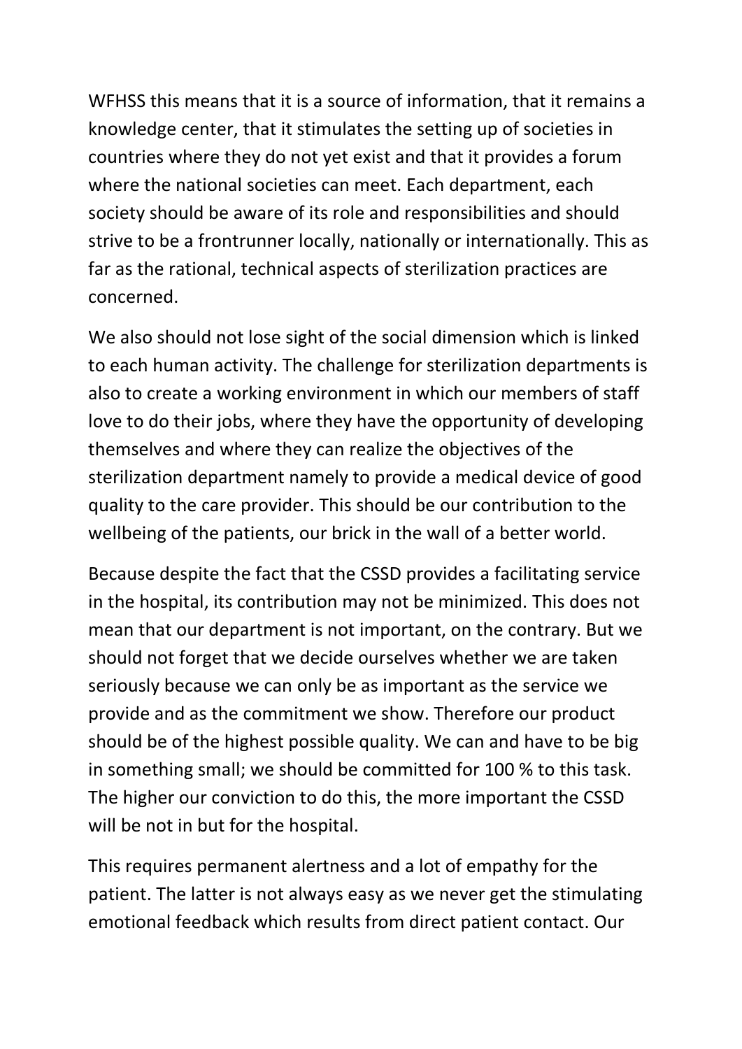WFHSS this means that it is a source of information, that it remains a knowledge center, that it stimulates the setting up of societies in countries where they do not yet exist and that it provides a forum where the national societies can meet. Each department, each society should be aware of its role and responsibilities and should strive to be a frontrunner locally, nationally or internationally. This as far as the rational, technical aspects of sterilization practices are concerned.

We also should not lose sight of the social dimension which is linked to each human activity. The challenge for sterilization departments is also to create a working environment in which our members of staff love to do their jobs, where they have the opportunity of developing themselves and where they can realize the objectives of the sterilization department namely to provide a medical device of good quality to the care provider. This should be our contribution to the wellbeing of the patients, our brick in the wall of a better world.

Because despite the fact that the CSSD provides a facilitating service in the hospital, its contribution may not be minimized. This does not mean that our department is not important, on the contrary. But we should not forget that we decide ourselves whether we are taken seriously because we can only be as important as the service we provide and as the commitment we show. Therefore our product should be of the highest possible quality. We can and have to be big in something small; we should be committed for 100 % to this task. The higher our conviction to do this, the more important the CSSD will be not in but for the hospital.

This requires permanent alertness and a lot of empathy for the patient. The latter is not always easy as we never get the stimulating emotional feedback which results from direct patient contact. Our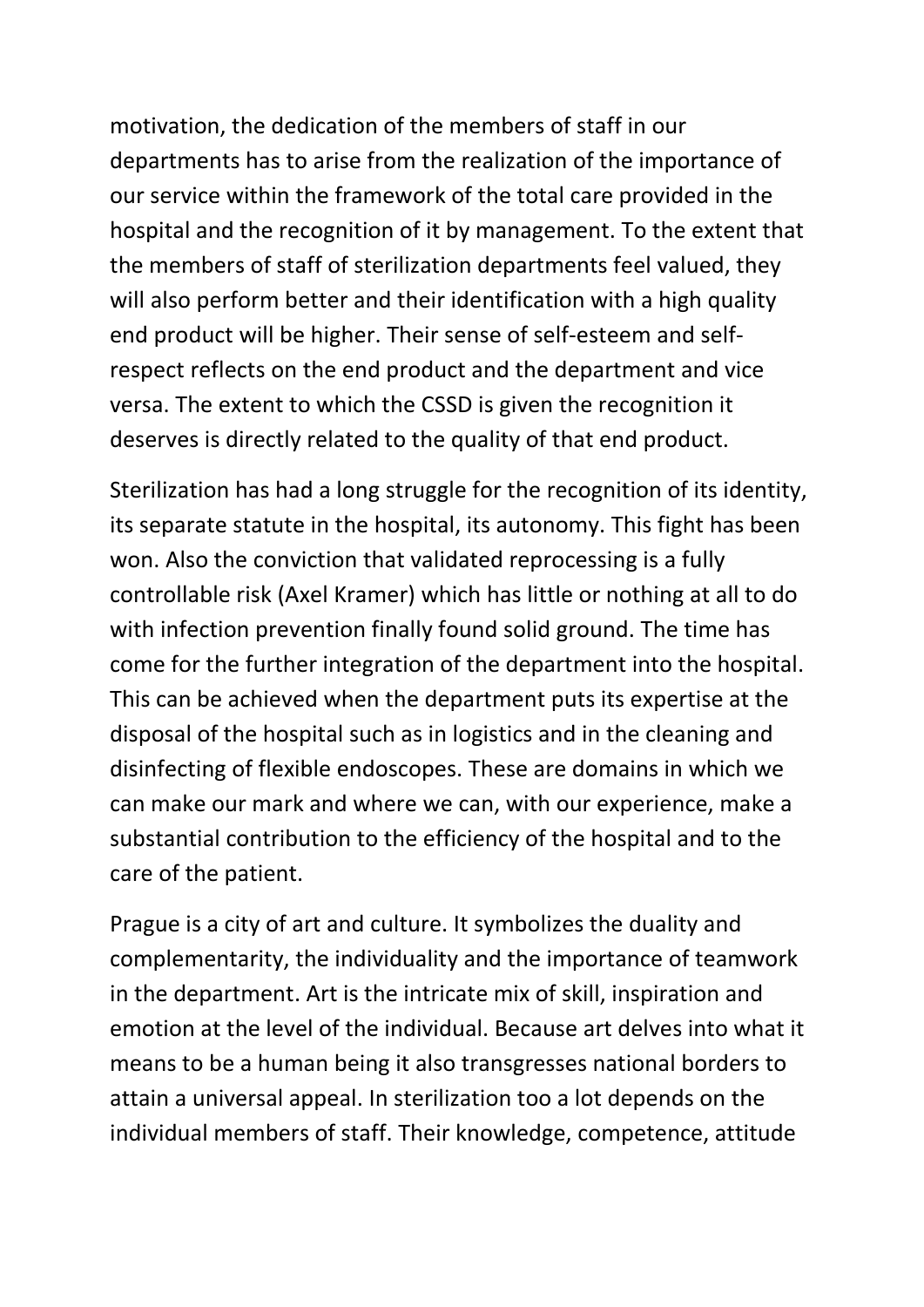motivation, the dedication of the members of staff in our departments has to arise from the realization of the importance of our service within the framework of the total care provided in the hospital and the recognition of it by management. To the extent that the members of staff of sterilization departments feel valued, they will also perform better and their identification with a high quality end product will be higher. Their sense of self-esteem and self-respect reflects on the end product and the department and vice versa. The extent to which the CSSD is given the recognition it deserves is directly related to the quality of that end product.

Sterilization has had a long struggle for the recognition of its identity, its separate statute in the hospital, its autonomy. This fight has been won. Also the conviction that validated reprocessing is a fully controllable risk (Axel Kramer) which has little or nothing at all to do with infection prevention finally found solid ground. The time has come for the further integration of the department into the hospital. This can be achieved when the department puts its expertise at the disposal of the hospital such as in logistics and in the cleaning and disinfecting of flexible endoscopes. These are domains in which we can make our mark and where we can, with our experience, make a substantial contribution to the efficiency of the hospital and to the care of the patient.

Prague is a city of art and culture. It symbolizes the duality and complementarity, the individuality and the importance of teamwork in the department. Art is the intricate mix of skill, inspiration and emotion at the level of the individual. Because art delves into what it means to be a human being it also transgresses national borders to attain a universal appeal. In sterilization too a lot depends on the individual members of staff. Their knowledge, competence, attitude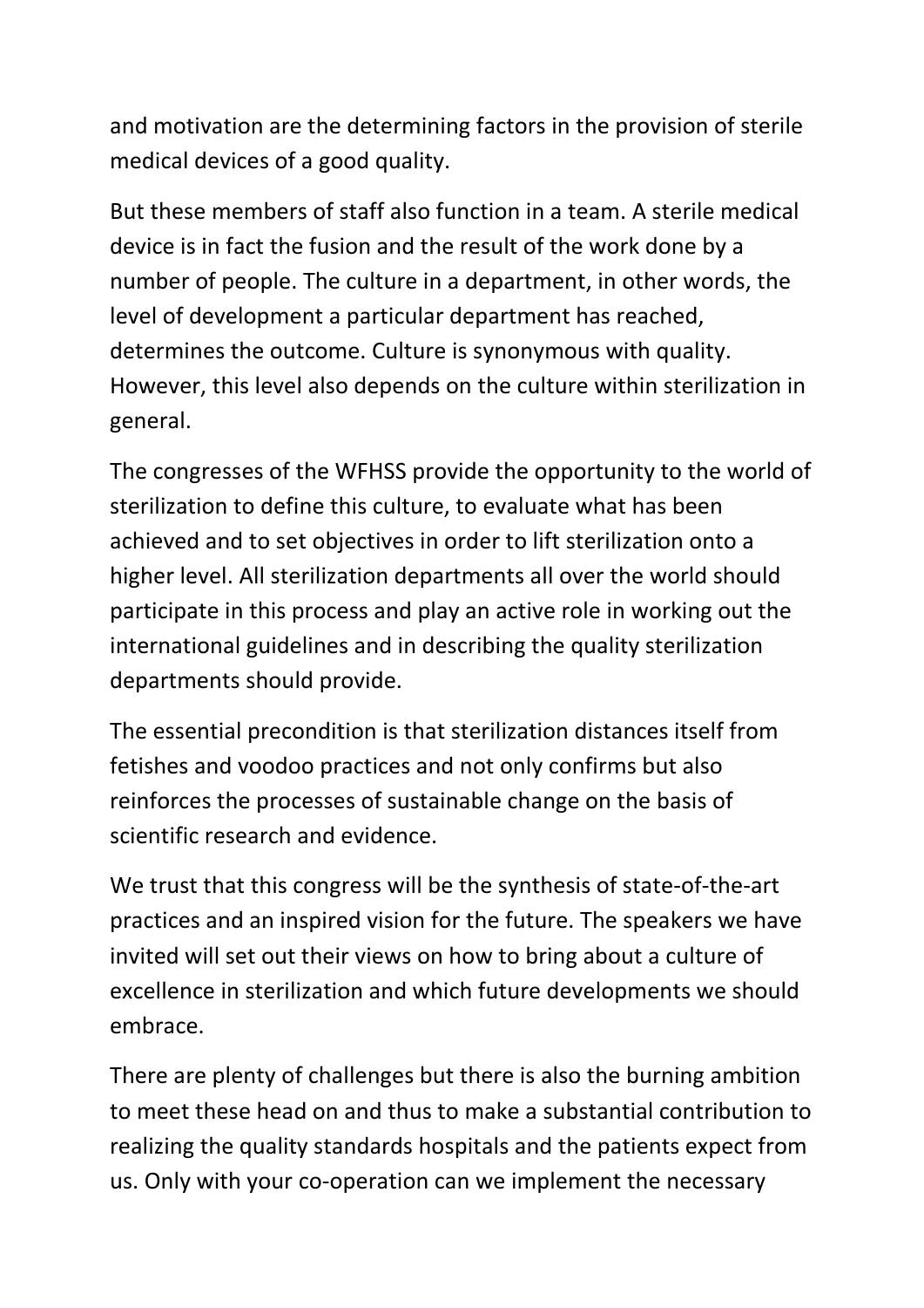and motivation are the determining factors in the provision of sterile medical devices of a good quality.

But these members of staff also function in a team. A sterile medical device is in fact the fusion and the result of the work done by a number of people. The culture in a department, in other words, the level of development a particular department has reached, determines the outcome. Culture is synonymous with quality. However, this level also depends on the culture within sterilization in general.

The congresses of the WFHSS provide the opportunity to the world of sterilization to define this culture, to evaluate what has been achieved and to set objectives in order to lift sterilization onto a higher level. All sterilization departments all over the world should participate in this process and play an active role in working out the international guidelines and in describing the quality sterilization departments should provide.

The essential precondition is that sterilization distances itself from fetishes and voodoo practices and not only confirms but also reinforces the processes of sustainable change on the basis of scientific research and evidence.

We trust that this congress will be the synthesis of state-of-the-art practices and an inspired vision for the future. The speakers we have invited will set out their views on how to bring about a culture of excellence in sterilization and which future developments we should embrace.

There are plenty of challenges but there is also the burning ambition to meet these head on and thus to make a substantial contribution to realizing the quality standards hospitals and the patients expect from us. Only with your co-operation can we implement the necessary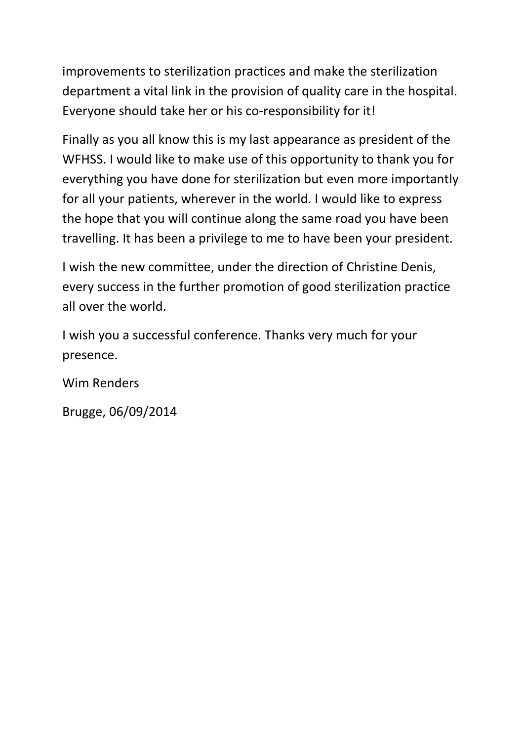improvements to sterilization practices and make the sterilization department a vital link in the provision of quality care in the hospital. Everyone should take her or his co-responsibility for it!

Finally as you all know this is my last appearance as president of the WFHSS. I would like to make use of this opportunity to thank you for everything you have done for sterilization but even more importantly for all your patients, wherever in the world. I would like to express the hope that you will continue along the same road you have been travelling. It has been a privilege to me to have been your president.

I wish the new committee, under the direction of Christine Denis, every success in the further promotion of good sterilization practice all over the world.

I wish you a successful conference. Thanks very much for your presence.

Wim Renders

Brugge, 06/09/2014